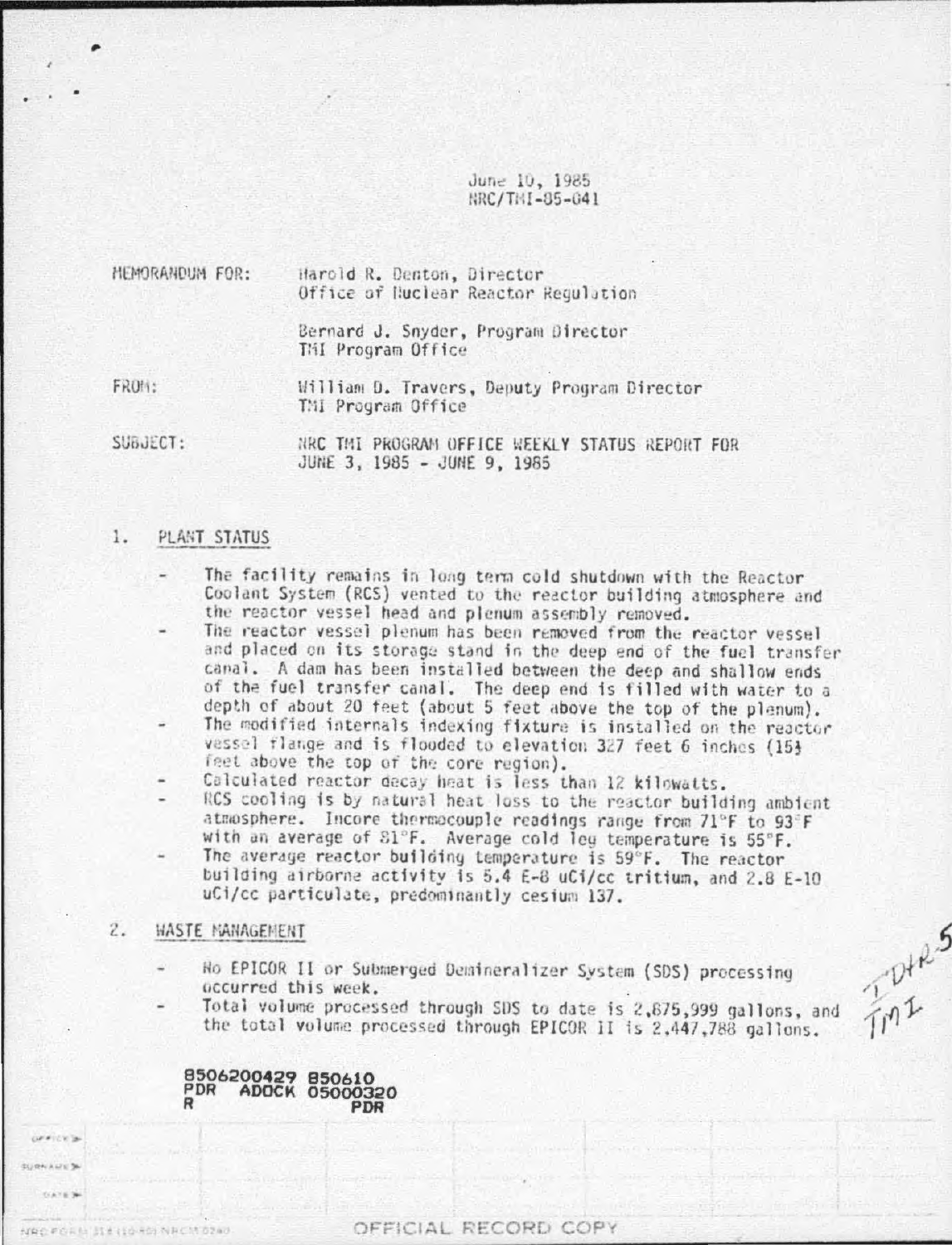June 10, 1985
NRC/TMI-85-041

MEMORANDUM FOR: Harold R. Denton, Director
Office of Nuclear Reactor Regulation

Bernard J. Snyder, Program Director
TMI Program Office

FROM: William D. Travers, Deputy Program Director
TMI Program Office

SUBJECT: NRC TMI PROGRAM OFFICE WEEKLY STATUS REPORT FOR
JUNE 3, 1985 - JUNE 9, 1985

## 1. PLANT STATUS

- The facility remains in long term cold shutdown with the Reactor Coolant System (RCS) vented to the reactor building atmosphere and the reactor vessel head and plenum assembly removed.
- The reactor vessel plenum has been removed from the reactor vessel and placed on its storage stand in the deep end of the fuel transfer canal. A dam has been installed between the deep and shallow ends of the fuel transfer canal. The deep end is filled with water to a depth of about 20 feet (about 5 feet above the top of the plenum).
- The modified internals indexing fixture is installed on the reactor vessel flange and is flooded to elevation 327 feet 6 inches (15½ feet above the top of the core region).
- Calculated reactor decay heat is less than 12 kilowatts.
- RCS cooling is by natural heat loss to the reactor building ambient atmosphere. Incore thermocouple readings range from 71°F to 93°F with an average of 81°F. Average cold leg temperature is 55°F.
- The average reactor building temperature is 59°F. The reactor building airborne activity is 5.4 E-8 uCi/cc tritium, and 2.8 E-10 uCi/cc particulate, predominantly cesium 137.

## 2. WASTE MANAGEMENT

- No EPICOR II or Submerged Demineralizer System (SDS) processing occurred this week.
- Total volume processed through SDS to date is 2,875,999 gallons, and the total volume processed through EPICOR II is 2,447,788 gallons.

8506200429 850610
PDR ADOCK 05000320
R PDR

OFFICIAL RECORD COPY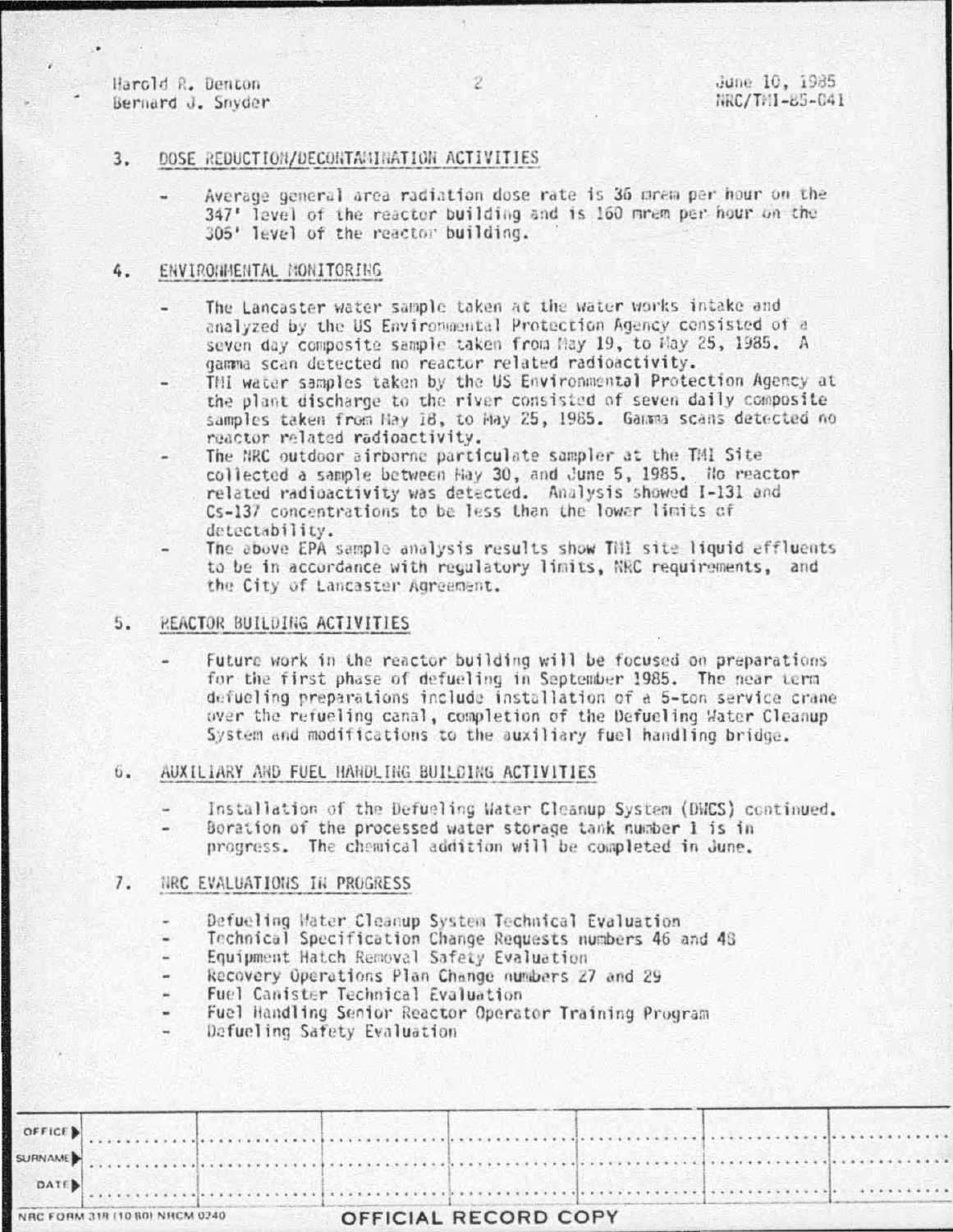Harold R. Denton
Bernard J. Snyder

June 10, 1985
NRC/TMI-85-041

## 3. DOSE REDUCTION/DECONTAMINATION ACTIVITIES

- Average general area radiation dose rate is 36 mrem per hour on the 347' level of the reactor building and is 160 mrem per hour on the 305' level of the reactor building.

## 4. ENVIRONMENTAL MONITORING

- The Lancaster water sample taken at the water works intake and analyzed by the US Environmental Protection Agency consisted of a seven day composite sample taken from May 19, to May 25, 1985. A gamma scan detected no reactor related radioactivity.
- TMI water samples taken by the US Environmental Protection Agency at the plant discharge to the river consisted of seven daily composite samples taken from May 18, to May 25, 1985. Gamma scans detected no reactor related radioactivity.
- The NRC outdoor airborne particulate sampler at the TMI Site collected a sample between May 30, and June 5, 1985. No reactor related radioactivity was detected. Analysis showed I-131 and Cs-137 concentrations to be less than the lower limits of detectability.
- The above EPA sample analysis results show TMI site liquid effluents to be in accordance with regulatory limits, NRC requirements, and the City of Lancaster Agreement.

## 5. REACTOR BUILDING ACTIVITIES

- Future work in the reactor building will be focused on preparations for the first phase of defueling in September 1985. The near term defueling preparations include installation of a 5-ton service crane over the refueling canal, completion of the Defueling Water Cleanup System and modifications to the auxiliary fuel handling bridge.

## 6. AUXILIARY AND FUEL HANDLING BUILDING ACTIVITIES

- Installation of the Defueling Water Cleanup System (DWCS) continued.
- Boration of the processed water storage tank number 1 is in progress. The chemical addition will be completed in June.

## 7. NRC EVALUATIONS IN PROGRESS

- Defueling Water Cleanup System Technical Evaluation
- Technical Specification Change Requests numbers 46 and 48
- Equipment Hatch Removal Safety Evaluation
- Recovery Operations Plan Change numbers 27 and 29
- Fuel Canister Technical Evaluation
- Fuel Handling Senior Reactor Operator Training Program
- Defueling Safety Evaluation

| OFFICE | | | | | | | |
|---|---|---|---|---|---|---|---|
| SURNAME | | | | | | | |
| DATE | | | | | | | |

NRC FORM 318 (10 80) NRCM 0240

OFFICIAL RECORD COPY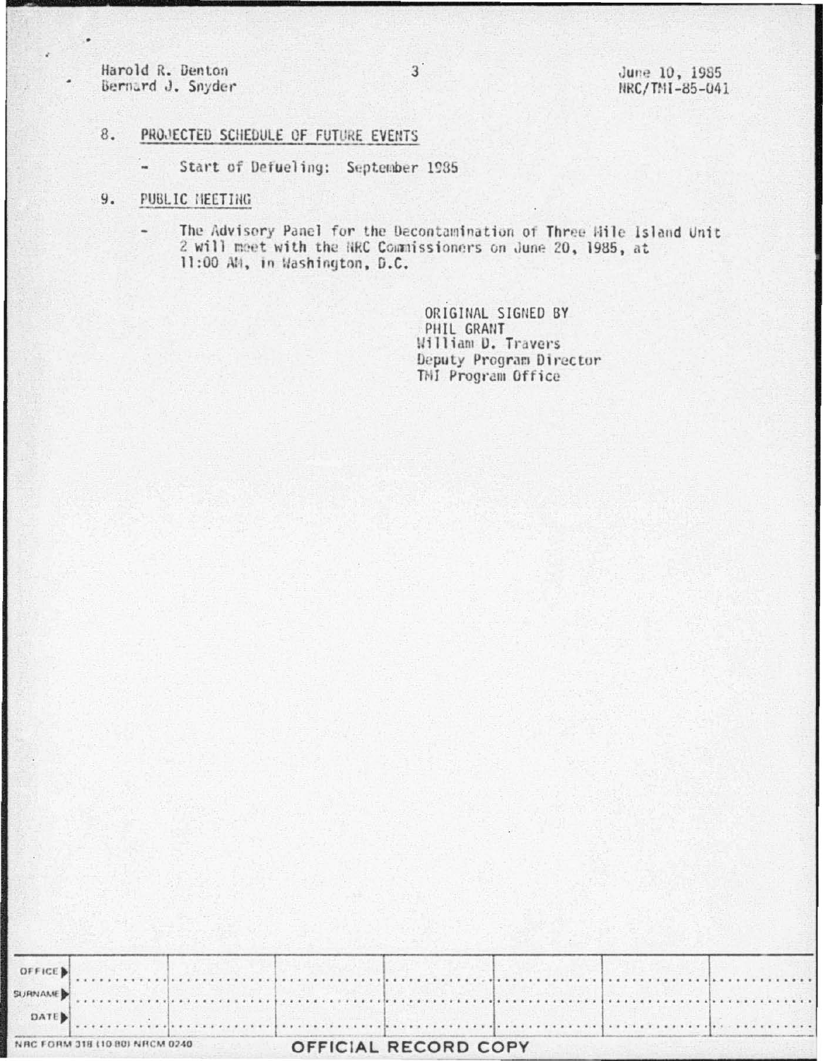8. PROJECTED SCHEDULE OF FUTURE EVENTS

   - Start of Defueling: September 1985

9. PUBLIC MEETING

   - The Advisory Panel for the Decontamination of Three Mile Island Unit 2 will meet with the NRC Commissioners on June 20, 1985, at 11:00 AM, in Washington, D.C.

ORIGINAL SIGNED BY
PHIL GRANT
William D. Travers
Deputy Program Director
TMI Program Office

| OFFICE | | | | | | | |
|---|---|---|---|---|---|---|---|
| SURNAME | | | | | | | |
| DATE | | | | | | | |

NRC FORM 318 (10 80) NRCM 0240

OFFICIAL RECORD COPY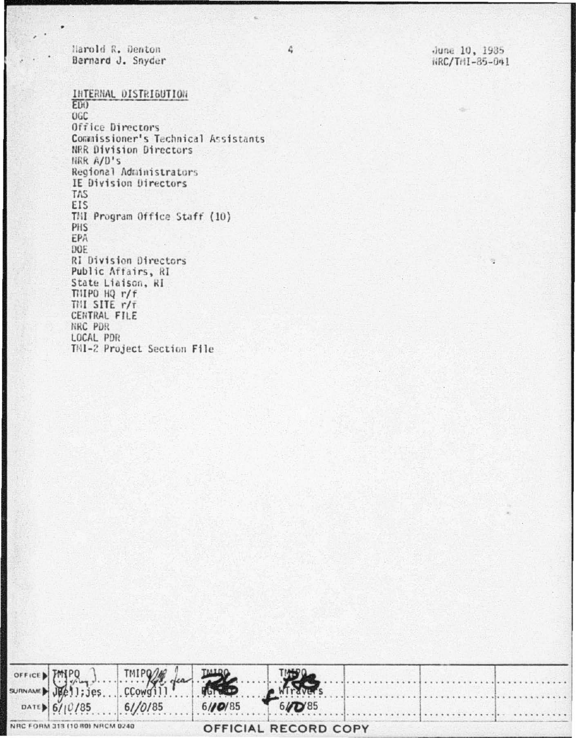Harold R. Denton
Bernard J. Snyder

June 10, 1985
NRC/TMI-85-041

INTERNAL DISTRIBUTION

EDO
OGC
Office Directors
Commissioner's Technical Assistants
NRR Division Directors
NRR A/D's
Regional Administrators
IE Division Directors
TAS
EIS
TMI Program Office Staff (10)
PHS
EPA
DOE
RI Division Directors
Public Affairs, RI
State Liaison, RI
TMIPO HQ r/f
TMI SITE r/f
CENTRAL FILE
NRC PDR
LOCAL PDR
TMI-2 Project Section File

| | | | | | | | |
|---|---|---|---|---|---|---|---|
| OFFICE | TMIPO | TMIPO | TMIPO | TMIPO | | | |
| SURNAME | JBell;jes | CCowgill | RGr | WTravers | | | |
| DATE | 6/10/85 | 6/10/85 | 6/10/85 | 6/10/85 | | | |

NRC FORM 318 (10 80) NRCM 0240

OFFICIAL RECORD COPY